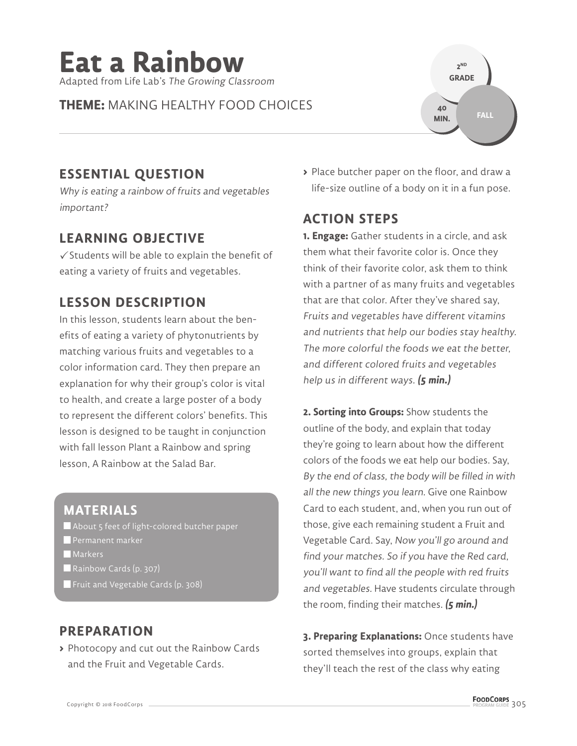# Eat a Rainbow

Adapted from Life Lab's *The Growing Classroom*

**THEME:** MAKING HEALTHY FOOD CHOICES

2ND GRADE

40 MIN.

FALL

## ESSENTIAL QUESTION

*Why is eating a rainbow of fruits and vegetables important?*

## LEARNING OBJECTIVE

✓Students will be able to explain the benefit of eating a variety of fruits and vegetables.

## LESSON DESCRIPTION

In this lesson, students learn about the benefits of eating a variety of phytonutrients by matching various fruits and vegetables to a color information card. They then prepare an explanation for why their group's color is vital to health, and create a large poster of a body to represent the different colors' benefits. This lesson is designed to be taught in conjunction with fall lesson Plant a Rainbow and spring lesson, A Rainbow at the Salad Bar.

## MATERIALS

- About 5 feet of light-colored butcher paper
- Permanent marker
- Markers
- Rainbow Cards (p. 307)
- Fruit and Vegetable Cards (p. 308)

## PREPARATION

- Photocopy and cut out the Rainbow Cards and the Fruit and Vegetable Cards.
- Place butcher paper on the floor, and draw a life-size outline of a body on it in a fun pose.

## ACTION STEPS

**1. Engage:** Gather students in a circle, and ask them what their favorite color is. Once they think of their favorite color, ask them to think with a partner of as many fruits and vegetables that are that color. After they've shared say, *Fruits and vegetables have different vitamins and nutrients that help our bodies stay healthy. The more colorful the foods we eat the better, and different colored fruits and vegetables help us in different ways.* ***(5 min.)***

**2. Sorting into Groups:** Show students the outline of the body, and explain that today they're going to learn about how the different colors of the foods we eat help our bodies. Say, *By the end of class, the body will be filled in with all the new things you learn.* Give one Rainbow Card to each student, and, when you run out of those, give each remaining student a Fruit and Vegetable Card. Say, *Now you'll go around and find your matches. So if you have the Red card, you'll want to find all the people with red fruits and vegetables.* Have students circulate through the room, finding their matches. ***(5 min.)***

**3. Preparing Explanations:** Once students have sorted themselves into groups, explain that they'll teach the rest of the class why eating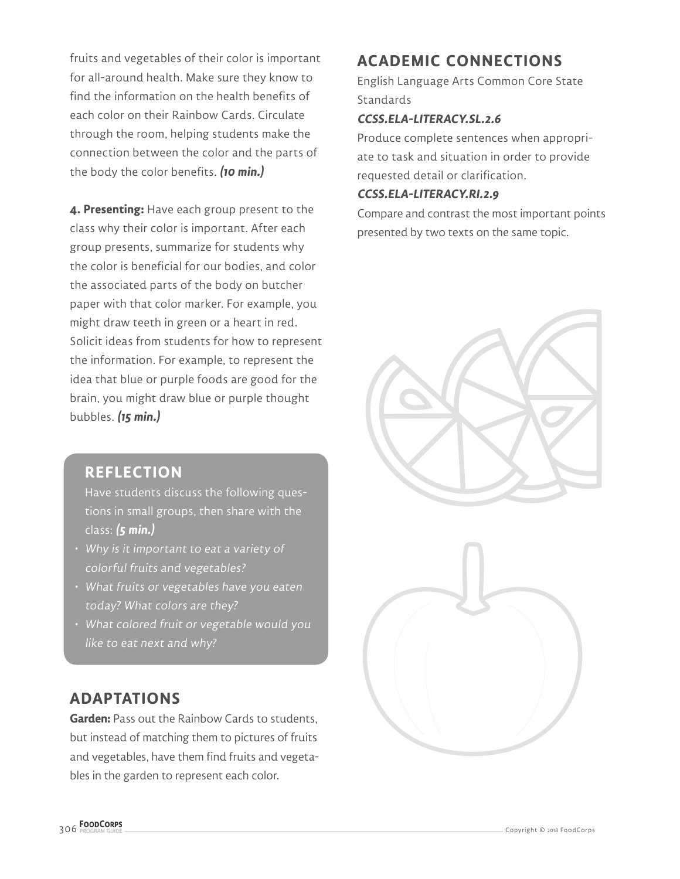fruits and vegetables of their color is important for all-around health. Make sure they know to find the information on the health benefits of each color on their Rainbow Cards. Circulate through the room, helping students make the connection between the color and the parts of the body the color benefits. ***(10 min.)***

**4. Presenting:** Have each group present to the class why their color is important. After each group presents, summarize for students why the color is beneficial for our bodies, and color the associated parts of the body on butcher paper with that color marker. For example, you might draw teeth in green or a heart in red. Solicit ideas from students for how to represent the information. For example, to represent the idea that blue or purple foods are good for the brain, you might draw blue or purple thought bubbles. ***(15 min.)***

## REFLECTION

Have students discuss the following questions in small groups, then share with the class: ***(5 min.)***

- *Why is it important to eat a variety of colorful fruits and vegetables?*
- *What fruits or vegetables have you eaten today? What colors are they?*
- *What colored fruit or vegetable would you like to eat next and why?*

## ADAPTATIONS

**Garden:** Pass out the Rainbow Cards to students, but instead of matching them to pictures of fruits and vegetables, have them find fruits and vegetables in the garden to represent each color.

## ACADEMIC CONNECTIONS

English Language Arts Common Core State Standards

***CCSS.ELA-LITERACY.SL.2.6***

Produce complete sentences when appropriate to task and situation in order to provide requested detail or clarification.

***CCSS.ELA-LITERACY.RI.2.9***

Compare and contrast the most important points presented by two texts on the same topic.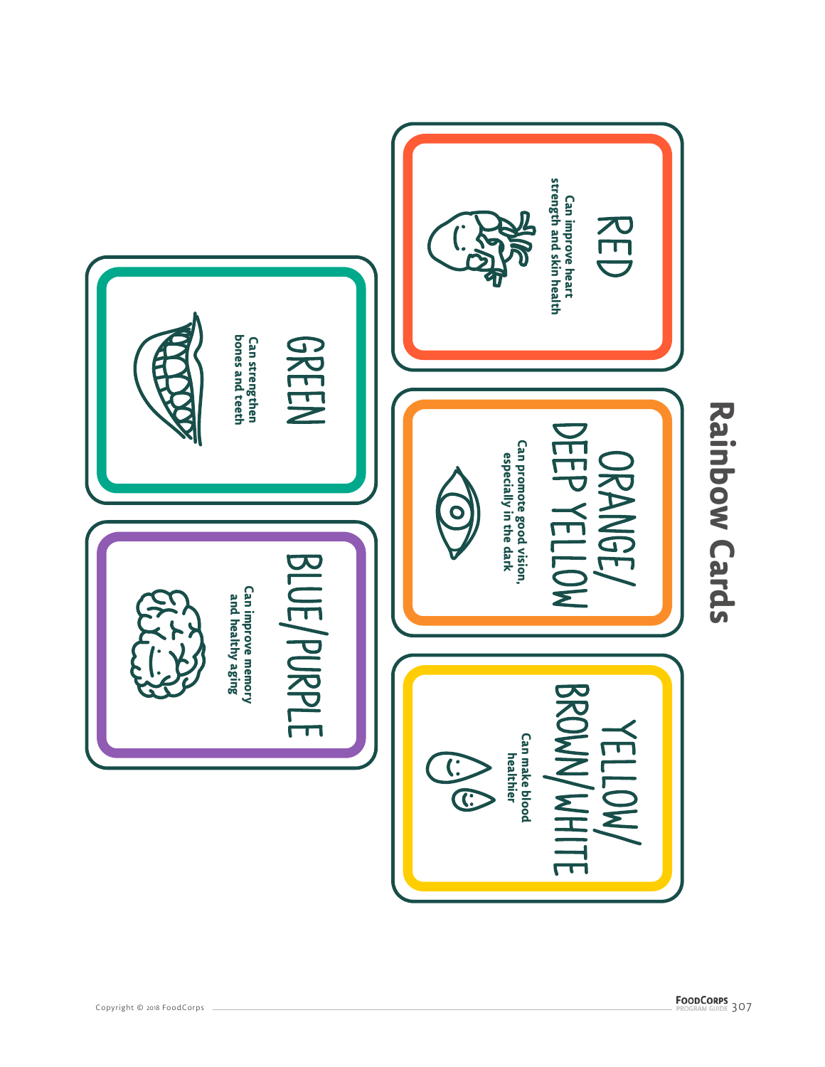# Rainbow Cards

## RED

**Can improve heart strength and skin health**

## ORANGE/ DEEP YELLOW

**Can promote good vision, especially in the dark**

## YELLOW/ BROWN/WHITE

**Can make blood healthier**

## GREEN

**Can strengthen bones and teeth**

## BLUE/PURPLE

**Can improve memory and healthy aging**

Copyright © 2018 FoodCorps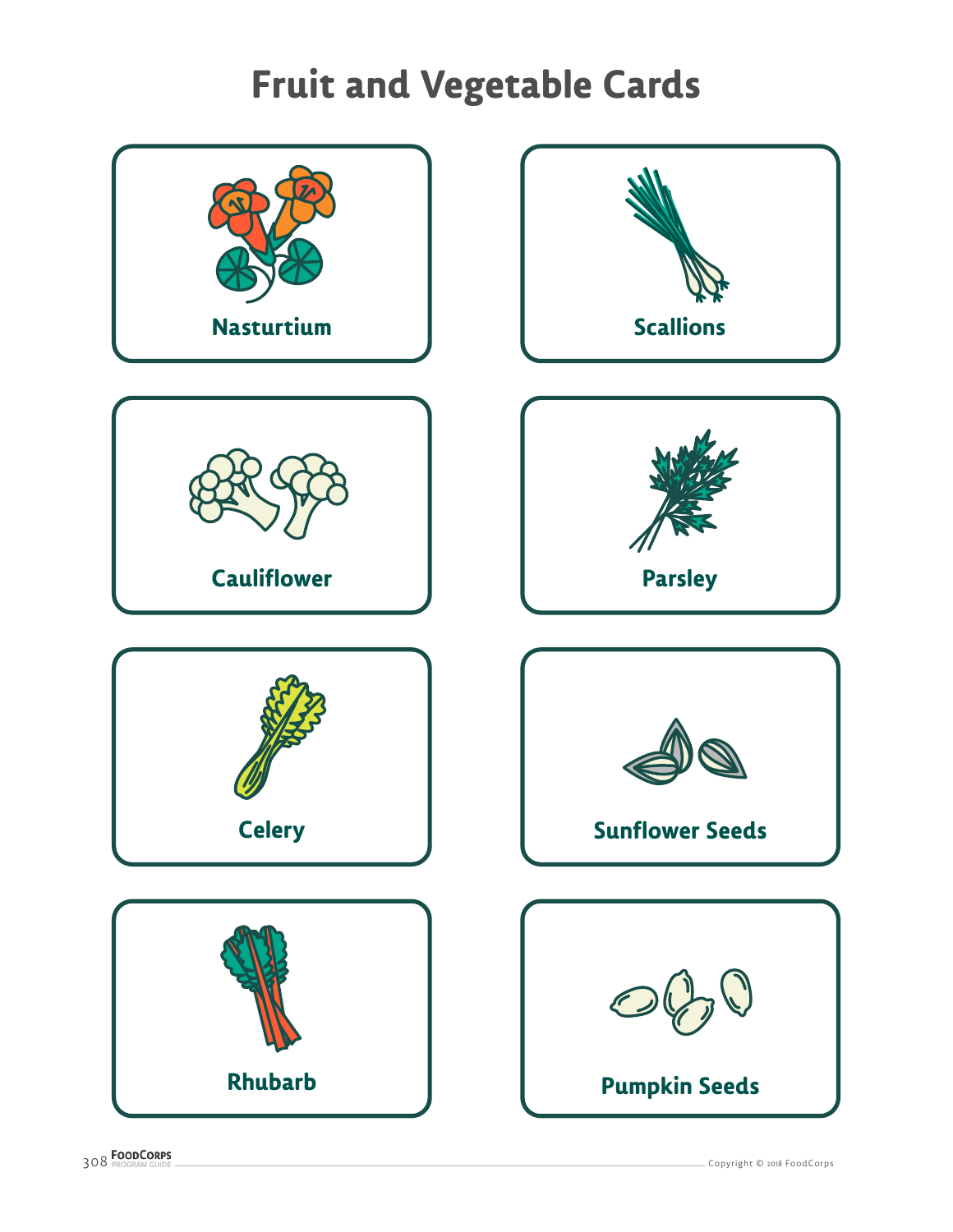# Fruit and Vegetable Cards

Nasturtium

Scallions

Cauliflower

Parsley

Celery

Sunflower Seeds

Rhubarb

Pumpkin Seeds